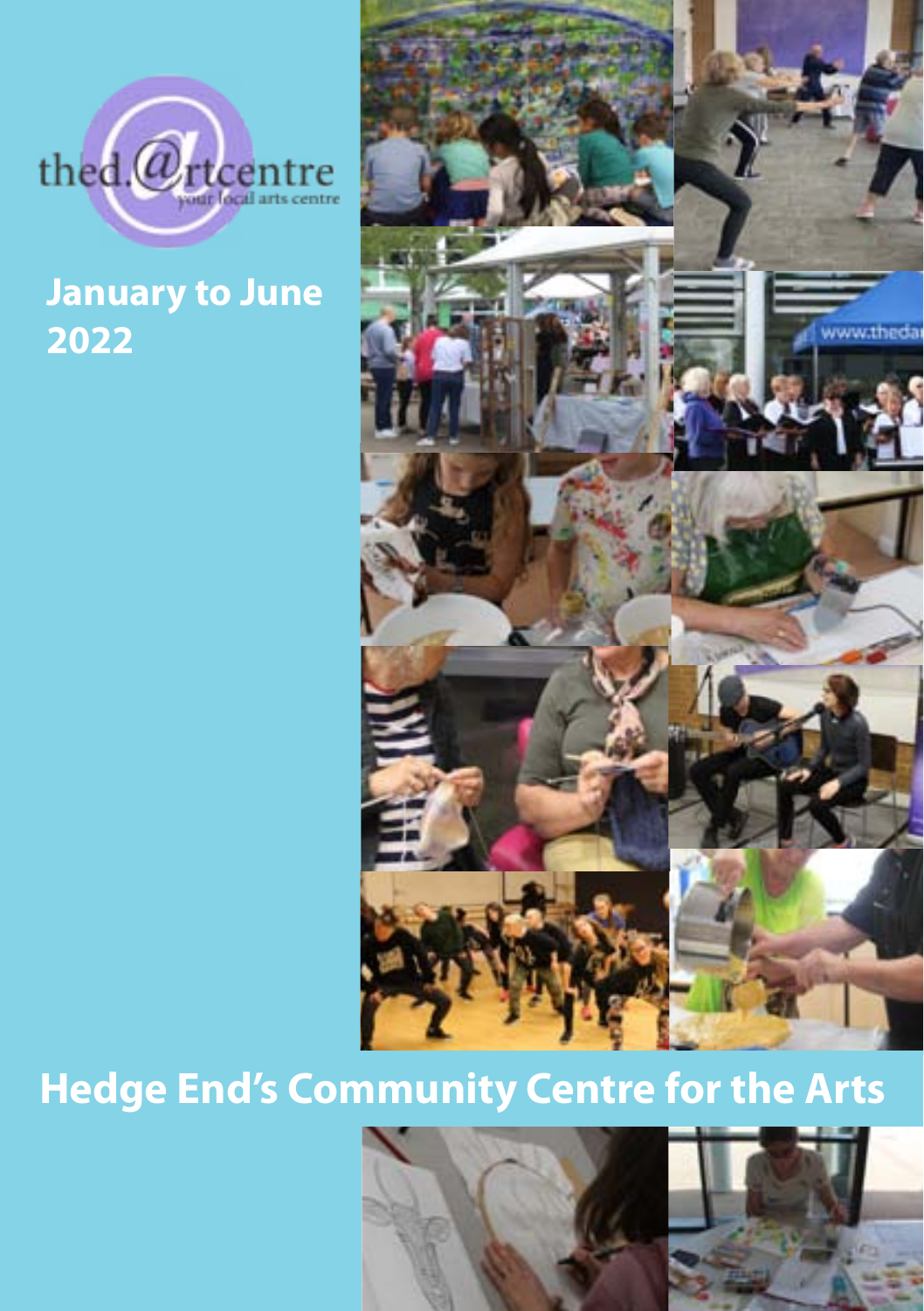thed.@rtcentre

your local arts centre

# January to June 2022

# Hedge End's Community Centre for the Arts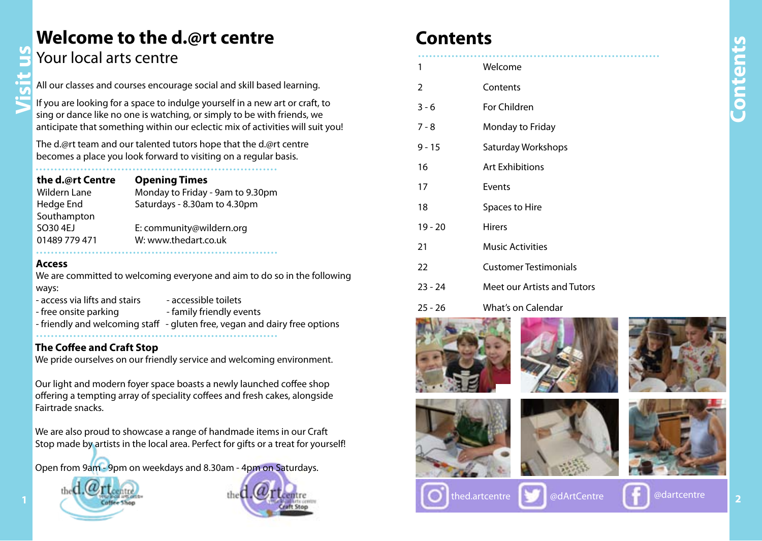# Welcome to the d.@rt centre

## Your local arts centre

All our classes and courses encourage social and skill based learning.

If you are looking for a space to indulge yourself in a new art or craft, to sing or dance like no one is watching, or simply to be with friends, we anticipate that something within our eclectic mix of activities will suit you!

The d.@rt team and our talented tutors hope that the d.@rt centre becomes a place you look forward to visiting on a regular basis.

**the d.@rt Centre**
Wildern Lane
Hedge End
Southampton
SO30 4EJ
01489 779 471

**Opening Times**
Monday to Friday - 9am to 9.30pm
Saturdays - 8.30am to 4.30pm

E: community@wildern.org
W: www.thedart.co.uk

### Access

We are committed to welcoming everyone and aim to do so in the following ways:

- access via lifts and stairs
- accessible toilets
- free onsite parking
- family friendly events
- friendly and welcoming staff
- gluten free, vegan and dairy free options

### The Coffee and Craft Stop

We pride ourselves on our friendly service and welcoming environment.

Our light and modern foyer space boasts a newly launched coffee shop offering a tempting array of speciality coffees and fresh cakes, alongside Fairtrade snacks.

We are also proud to showcase a range of handmade items in our Craft Stop made by artists in the local area. Perfect for gifts or a treat for yourself!

Open from 9am - 9pm on weekdays and 8.30am - 4pm on Saturdays.

# Contents

| | |
|---|---|
| 1 | Welcome |
| 2 | Contents |
| 3 - 6 | For Children |
| 7 - 8 | Monday to Friday |
| 9 - 15 | Saturday Workshops |
| 16 | Art Exhibitions |
| 17 | Events |
| 18 | Spaces to Hire |
| 19 - 20 | Hirers |
| 21 | Music Activities |
| 22 | Customer Testimonials |
| 23 - 24 | Meet our Artists and Tutors |
| 25 - 26 | What's on Calendar |

thed.artcentre @dArtCentre @dartcentre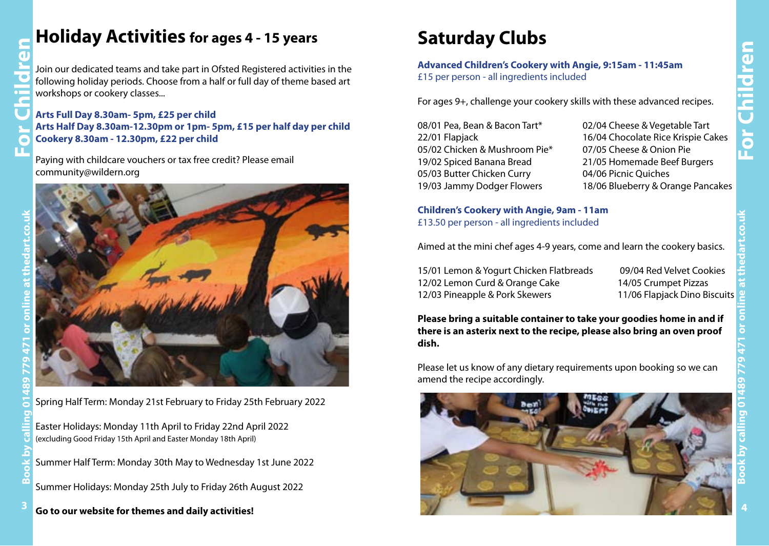# Holiday Activities for ages 4 - 15 years

Join our dedicated teams and take part in Ofsted Registered activities in the following holiday periods. Choose from a half or full day of theme based art workshops or cookery classes...

**Arts Full Day 8.30am- 5pm, £25 per child**
**Arts Half Day 8.30am-12.30pm or 1pm- 5pm, £15 per half day per child**
**Cookery 8.30am - 12.30pm, £22 per child**

Paying with childcare vouchers or tax free credit? Please email community@wildern.org

Spring Half Term: Monday 21st February to Friday 25th February 2022

Easter Holidays: Monday 11th April to Friday 22nd April 2022
(excluding Good Friday 15th April and Easter Monday 18th April)

Summer Half Term: Monday 30th May to Wednesday 1st June 2022

Summer Holidays: Monday 25th July to Friday 26th August 2022

**Go to our website for themes and daily activities!**

# Saturday Clubs

**Advanced Children's Cookery with Angie, 9:15am - 11:45am**
£15 per person - all ingredients included

For ages 9+, challenge your cookery skills with these advanced recipes.

08/01 Pea, Bean & Bacon Tart*
22/01 Flapjack
05/02 Chicken & Mushroom Pie*
19/02 Spiced Banana Bread
05/03 Butter Chicken Curry
19/03 Jammy Dodger Flowers
02/04 Cheese & Vegetable Tart
16/04 Chocolate Rice Krispie Cakes
07/05 Cheese & Onion Pie
21/05 Homemade Beef Burgers
04/06 Picnic Quiches
18/06 Blueberry & Orange Pancakes

**Children's Cookery with Angie, 9am - 11am**
£13.50 per person - all ingredients included

Aimed at the mini chef ages 4-9 years, come and learn the cookery basics.

15/01 Lemon & Yogurt Chicken Flatbreads
12/02 Lemon Curd & Orange Cake
12/03 Pineapple & Pork Skewers
09/04 Red Velvet Cookies
14/05 Crumpet Pizzas
11/06 Flapjack Dino Biscuits

**Please bring a suitable container to take your goodies home in and if there is an asterix next to the recipe, please also bring an oven proof dish.**

Please let us know of any dietary requirements upon booking so we can amend the recipe accordingly.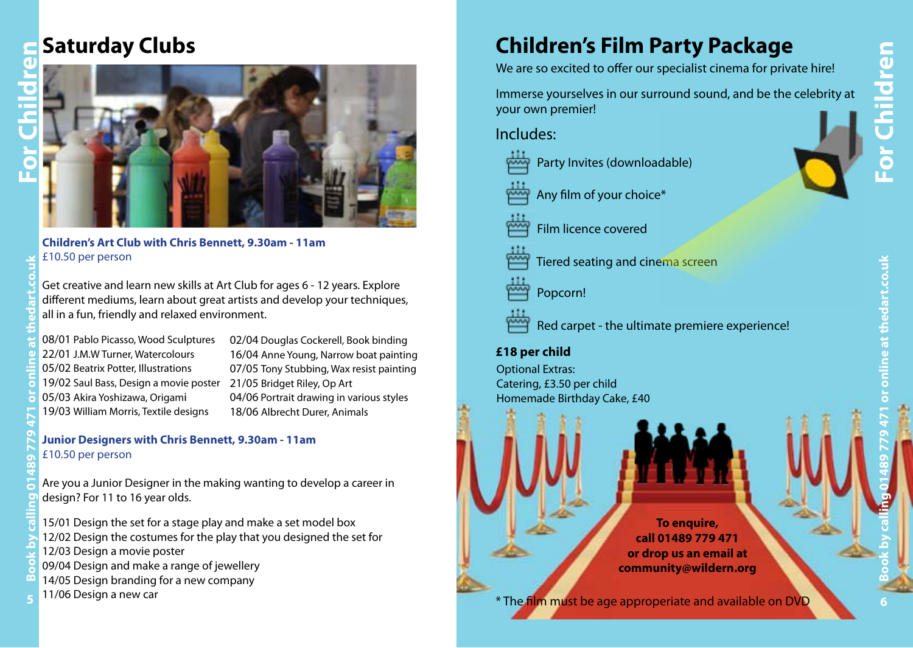# Saturday Clubs

**Children's Art Club with Chris Bennett, 9.30am - 11am**
£10.50 per person

Get creative and learn new skills at Art Club for ages 6 - 12 years. Explore different mediums, learn about great artists and develop your techniques, all in a fun, friendly and relaxed environment.

08/01 Pablo Picasso, Wood Sculptures
22/01 J.M.W Turner, Watercolours
05/02 Beatrix Potter, Illustrations
19/02 Saul Bass, Design a movie poster
05/03 Akira Yoshizawa, Origami
19/03 William Morris, Textile designs
02/04 Douglas Cockerell, Book binding
16/04 Anne Young, Narrow boat painting
07/05 Tony Stubbing, Wax resist painting
21/05 Bridget Riley, Op Art
04/06 Portrait drawing in various styles
18/06 Albrecht Durer, Animals

**Junior Designers with Chris Bennett, 9.30am - 11am**
£10.50 per person

Are you a Junior Designer in the making wanting to develop a career in design? For 11 to 16 year olds.

15/01 Design the set for a stage play and make a set model box
12/02 Design the costumes for the play that you designed the set for
12/03 Design a movie poster
09/04 Design and make a range of jewellery
14/05 Design branding for a new company
11/06 Design a new car

# Children's Film Party Package

We are so excited to offer our specialist cinema for private hire!

Immerse yourselves in our surround sound, and be the celebrity at your own premier!

Includes:

- Party Invites (downloadable)
- Any film of your choice*
- Film licence covered
- Tiered seating and cinema screen
- Popcorn!
- Red carpet - the ultimate premiere experience!

**£18 per child**

Optional Extras:
Catering, £3.50 per child
Homemade Birthday Cake, £40

**To enquire, call 01489 779 471 or drop us an email at community@wildern.org**

* The film must be age approperiate and available on DVD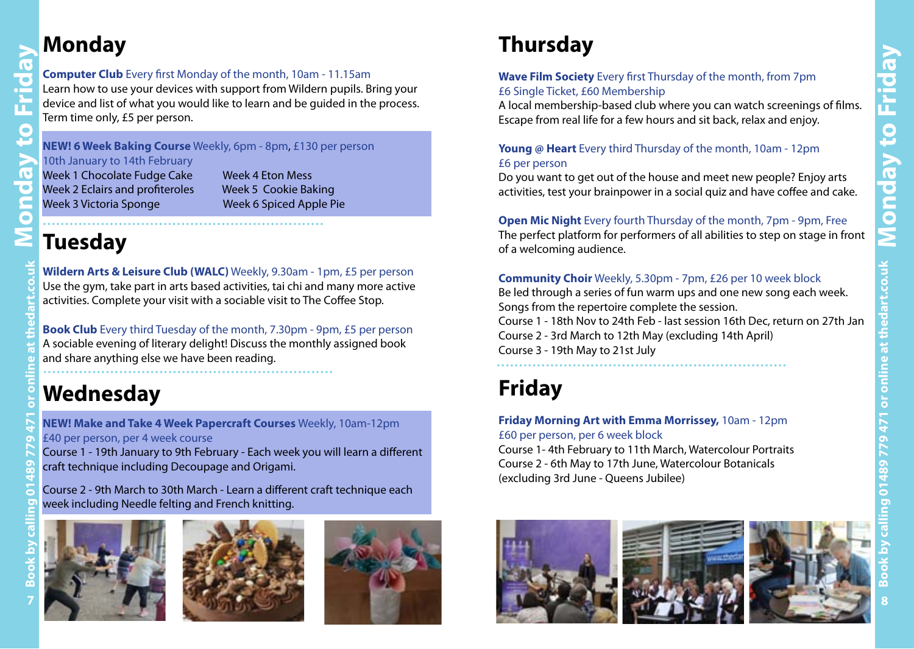# Monday

**Computer Club** Every first Monday of the month, 10am - 11.15am
Learn how to use your devices with support from Wildern pupils. Bring your device and list of what you would like to learn and be guided in the process. Term time only, £5 per person.

**NEW! 6 Week Baking Course** Weekly, 6pm - 8pm, £130 per person
10th January to 14th February

Week 1 Chocolate Fudge Cake
Week 2 Eclairs and profiteroles
Week 3 Victoria Sponge
Week 4 Eton Mess
Week 5 Cookie Baking
Week 6 Spiced Apple Pie

# Tuesday

**Wildern Arts & Leisure Club (WALC)** Weekly, 9.30am - 1pm, £5 per person
Use the gym, take part in arts based activities, tai chi and many more active activities. Complete your visit with a sociable visit to The Coffee Stop.

**Book Club** Every third Tuesday of the month, 7.30pm - 9pm, £5 per person
A sociable evening of literary delight! Discuss the monthly assigned book and share anything else we have been reading.

# Wednesday

**NEW! Make and Take 4 Week Papercraft Courses** Weekly, 10am-12pm
£40 per person, per 4 week course
Course 1 - 19th January to 9th February - Each week you will learn a different craft technique including Decoupage and Origami.

Course 2 - 9th March to 30th March - Learn a different craft technique each week including Needle felting and French knitting.

# Thursday

**Wave Film Society** Every first Thursday of the month, from 7pm
£6 Single Ticket, £60 Membership
A local membership-based club where you can watch screenings of films. Escape from real life for a few hours and sit back, relax and enjoy.

**Young @ Heart** Every third Thursday of the month, 10am - 12pm
£6 per person
Do you want to get out of the house and meet new people? Enjoy arts activities, test your brainpower in a social quiz and have coffee and cake.

**Open Mic Night** Every fourth Thursday of the month, 7pm - 9pm, Free
The perfect platform for performers of all abilities to step on stage in front of a welcoming audience.

**Community Choir** Weekly, 5.30pm - 7pm, £26 per 10 week block
Be led through a series of fun warm ups and one new song each week. Songs from the repertoire complete the session.
Course 1 - 18th Nov to 24th Feb - last session 16th Dec, return on 27th Jan
Course 2 - 3rd March to 12th May (excluding 14th April)
Course 3 - 19th May to 21st July

# Friday

**Friday Morning Art with Emma Morrissey,** 10am - 12pm
£60 per person, per 6 week block
Course 1- 4th February to 11th March, Watercolour Portraits
Course 2 - 6th May to 17th June, Watercolour Botanicals
(excluding 3rd June - Queens Jubilee)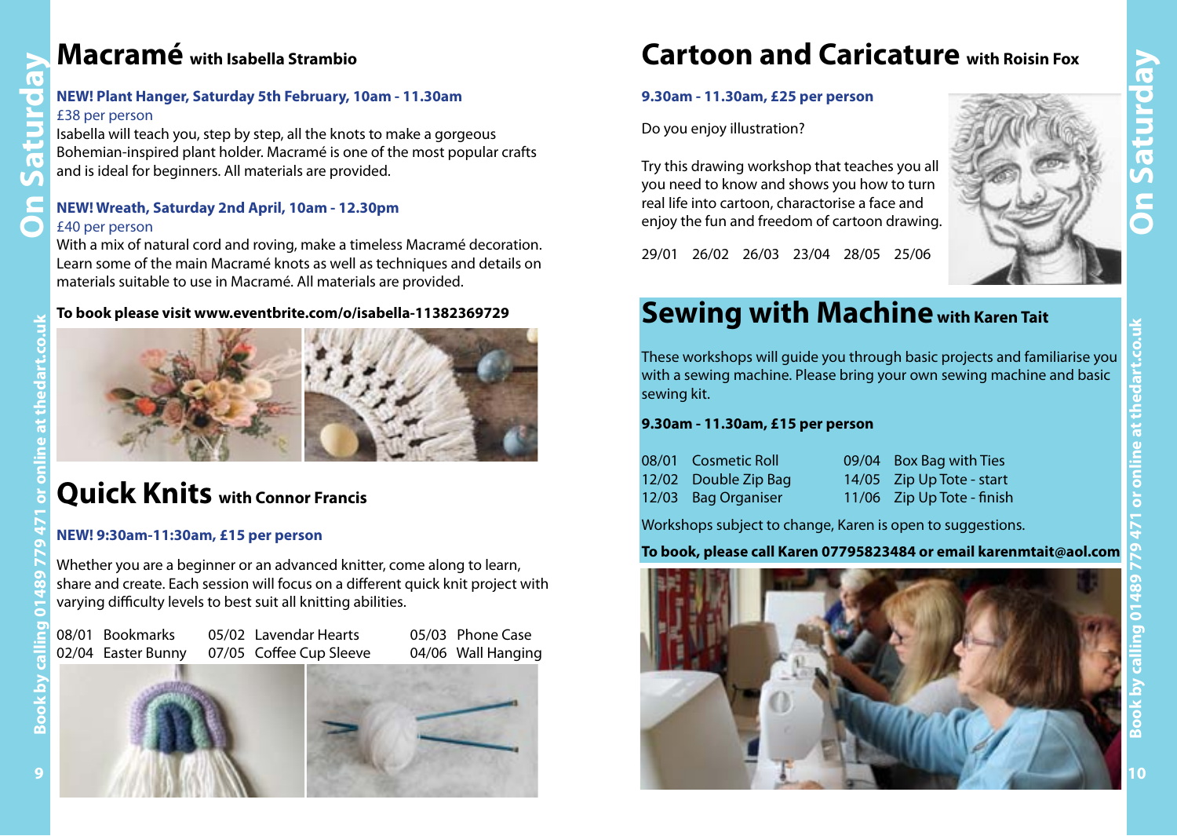# Macramé with Isabella Strambio

**NEW! Plant Hanger, Saturday 5th February, 10am - 11.30am**
£38 per person
Isabella will teach you, step by step, all the knots to make a gorgeous Bohemian-inspired plant holder. Macramé is one of the most popular crafts and is ideal for beginners. All materials are provided.

**NEW! Wreath, Saturday 2nd April, 10am - 12.30pm**
£40 per person
With a mix of natural cord and roving, make a timeless Macramé decoration. Learn some of the main Macramé knots as well as techniques and details on materials suitable to use in Macramé. All materials are provided.

**To book please visit www.eventbrite.com/o/isabella-11382369729**

# Quick Knits with Connor Francis

**NEW! 9:30am-11:30am, £15 per person**

Whether you are a beginner or an advanced knitter, come along to learn, share and create. Each session will focus on a different quick knit project with varying difficulty levels to best suit all knitting abilities.

| | | | | | |
|---|---|---|---|---|---|
| 08/01 | Bookmarks | 05/02 | Lavendar Hearts | 05/03 | Phone Case |
| 02/04 | Easter Bunny | 07/05 | Coffee Cup Sleeve | 04/06 | Wall Hanging |

# Cartoon and Caricature with Roisin Fox

**9.30am - 11.30am, £25 per person**

Do you enjoy illustration?

Try this drawing workshop that teaches you all you need to know and shows you how to turn real life into cartoon, charactorise a face and enjoy the fun and freedom of cartoon drawing.

29/01 26/02 26/03 23/04 28/05 25/06

# Sewing with Machine with Karen Tait

These workshops will guide you through basic projects and familiarise you with a sewing machine. Please bring your own sewing machine and basic sewing kit.

**9.30am - 11.30am, £15 per person**

| | | | |
|---|---|---|---|
| 08/01 | Cosmetic Roll | 09/04 | Box Bag with Ties |
| 12/02 | Double Zip Bag | 14/05 | Zip Up Tote - start |
| 12/03 | Bag Organiser | 11/06 | Zip Up Tote - finish |

Workshops subject to change, Karen is open to suggestions.

**To book, please call Karen 07795823484 or email karenmtait@aol.com**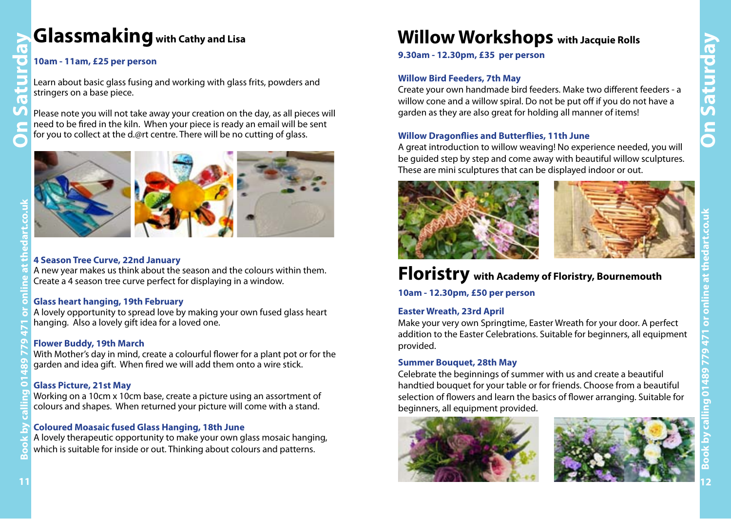# Glassmaking with Cathy and Lisa

**10am - 11am, £25 per person**

Learn about basic glass fusing and working with glass frits, powders and stringers on a base piece.

Please note you will not take away your creation on the day, as all pieces will need to be fired in the kiln. When your piece is ready an email will be sent for you to collect at the d.@rt centre. There will be no cutting of glass.

**4 Season Tree Curve, 22nd January**
A new year makes us think about the season and the colours within them. Create a 4 season tree curve perfect for displaying in a window.

**Glass heart hanging, 19th February**
A lovely opportunity to spread love by making your own fused glass heart hanging. Also a lovely gift idea for a loved one.

**Flower Buddy, 19th March**
With Mother's day in mind, create a colourful flower for a plant pot or for the garden and idea gift. When fired we will add them onto a wire stick.

**Glass Picture, 21st May**
Working on a 10cm x 10cm base, create a picture using an assortment of colours and shapes. When returned your picture will come with a stand.

**Coloured Moasaic fused Glass Hanging, 18th June**
A lovely therapeutic opportunity to make your own glass mosaic hanging, which is suitable for inside or out. Thinking about colours and patterns.

# Willow Workshops with Jacquie Rolls

**9.30am - 12.30pm, £35 per person**

**Willow Bird Feeders, 7th May**
Create your own handmade bird feeders. Make two different feeders - a willow cone and a willow spiral. Do not be put off if you do not have a garden as they are also great for holding all manner of items!

**Willow Dragonflies and Butterflies, 11th June**
A great introduction to willow weaving! No experience needed, you will be guided step by step and come away with beautiful willow sculptures. These are mini sculptures that can be displayed indoor or out.

# Floristry with Academy of Floristry, Bournemouth

**10am - 12.30pm, £50 per person**

**Easter Wreath, 23rd April**
Make your very own Springtime, Easter Wreath for your door. A perfect addition to the Easter Celebrations. Suitable for beginners, all equipment provided.

**Summer Bouquet, 28th May**
Celebrate the beginnings of summer with us and create a beautiful handtied bouquet for your table or for friends. Choose from a beautiful selection of flowers and learn the basics of flower arranging. Suitable for beginners, all equipment provided.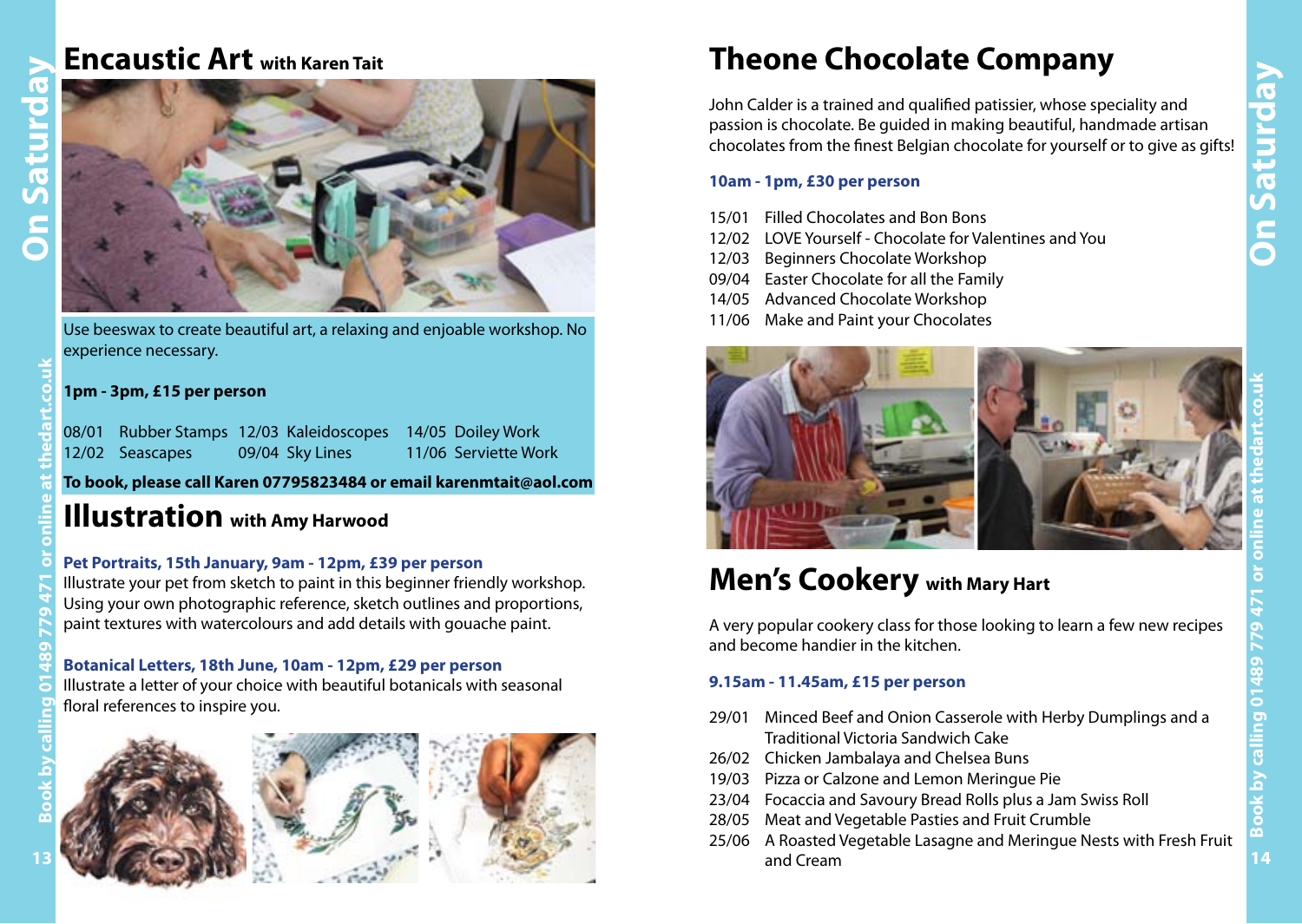## Encaustic Art with Karen Tait

Use beeswax to create beautiful art, a relaxing and enjoable workshop. No experience necessary.

**1pm - 3pm, £15 per person**

08/01 Rubber Stamps
12/02 Seascapes
12/03 Kaleidoscopes
09/04 Sky Lines
14/05 Doiley Work
11/06 Serviette Work

**To book, please call Karen 07795823484 or email karenmtait@aol.com**

## Illustration with Amy Harwood

**Pet Portraits, 15th January, 9am - 12pm, £39 per person**

Illustrate your pet from sketch to paint in this beginner friendly workshop. Using your own photographic reference, sketch outlines and proportions, paint textures with watercolours and add details with gouache paint.

**Botanical Letters, 18th June, 10am - 12pm, £29 per person**

Illustrate a letter of your choice with beautiful botanicals with seasonal floral references to inspire you.

## Theone Chocolate Company

John Calder is a trained and qualified patissier, whose speciality and passion is chocolate. Be guided in making beautiful, handmade artisan chocolates from the finest Belgian chocolate for yourself or to give as gifts!

**10am - 1pm, £30 per person**

15/01 Filled Chocolates and Bon Bons
12/02 LOVE Yourself - Chocolate for Valentines and You
12/03 Beginners Chocolate Workshop
09/04 Easter Chocolate for all the Family
14/05 Advanced Chocolate Workshop
11/06 Make and Paint your Chocolates

## Men's Cookery with Mary Hart

A very popular cookery class for those looking to learn a few new recipes and become handier in the kitchen.

**9.15am - 11.45am, £15 per person**

29/01 Minced Beef and Onion Casserole with Herby Dumplings and a Traditional Victoria Sandwich Cake
26/02 Chicken Jambalaya and Chelsea Buns
19/03 Pizza or Calzone and Lemon Meringue Pie
23/04 Focaccia and Savoury Bread Rolls plus a Jam Swiss Roll
28/05 Meat and Vegetable Pasties and Fruit Crumble
25/06 A Roasted Vegetable Lasagne and Meringue Nests with Fresh Fruit and Cream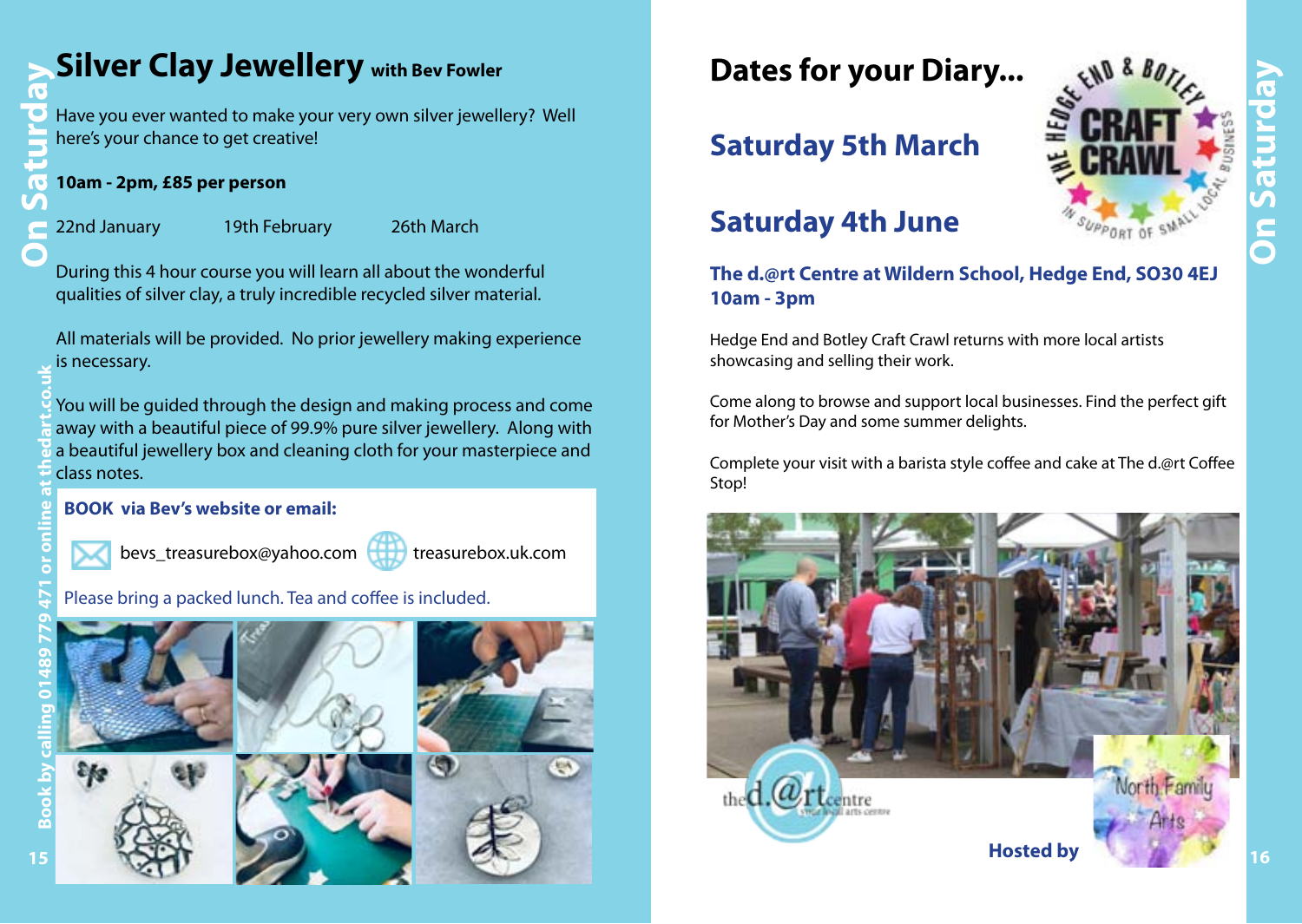# Silver Clay Jewellery with Bev Fowler

Have you ever wanted to make your very own silver jewellery? Well here's your chance to get creative!

**10am - 2pm, £85 per person**

22nd January    19th February    26th March

During this 4 hour course you will learn all about the wonderful qualities of silver clay, a truly incredible recycled silver material.

All materials will be provided. No prior jewellery making experience is necessary.

You will be guided through the design and making process and come away with a beautiful piece of 99.9% pure silver jewellery. Along with a beautiful jewellery box and cleaning cloth for your masterpiece and class notes.

**BOOK via Bev's website or email:**

bevs_treasurebox@yahoo.com    treasurebox.uk.com

Please bring a packed lunch. Tea and coffee is included.

Book by calling 01489 779 471 or online at thedart.co.uk

# Dates for your Diary...

## Saturday 5th March

## Saturday 4th June

**The d.@rt Centre at Wildern School, Hedge End, SO30 4EJ**
**10am - 3pm**

Hedge End and Botley Craft Crawl returns with more local artists showcasing and selling their work.

Come along to browse and support local businesses. Find the perfect gift for Mother's Day and some summer delights.

Complete your visit with a barista style coffee and cake at The d.@rt Coffee Stop!

**Hosted by**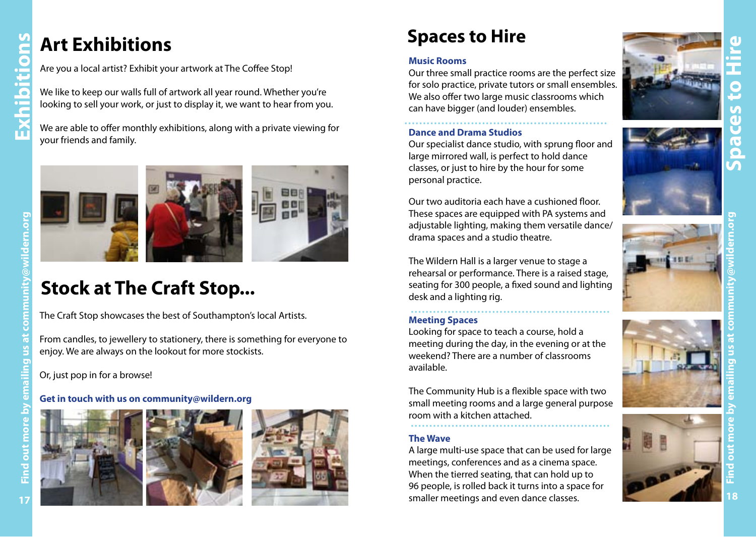# Art Exhibitions

Are you a local artist? Exhibit your artwork at The Coffee Stop!

We like to keep our walls full of artwork all year round. Whether you're looking to sell your work, or just to display it, we want to hear from you.

We are able to offer monthly exhibitions, along with a private viewing for your friends and family.

# Stock at The Craft Stop...

The Craft Stop showcases the best of Southampton's local Artists.

From candles, to jewellery to stationery, there is something for everyone to enjoy. We are always on the lookout for more stockists.

Or, just pop in for a browse!

**Get in touch with us on community@wildern.org**

# Spaces to Hire

### Music Rooms

Our three small practice rooms are the perfect size for solo practice, private tutors or small ensembles. We also offer two large music classrooms which can have bigger (and louder) ensembles.

### Dance and Drama Studios

Our specialist dance studio, with sprung floor and large mirrored wall, is perfect to hold dance classes, or just to hire by the hour for some personal practice.

Our two auditoria each have a cushioned floor. These spaces are equipped with PA systems and adjustable lighting, making them versatile dance/drama spaces and a studio theatre.

The Wildern Hall is a larger venue to stage a rehearsal or performance. There is a raised stage, seating for 300 people, a fixed sound and lighting desk and a lighting rig.

### Meeting Spaces

Looking for space to teach a course, hold a meeting during the day, in the evening or at the weekend? There are a number of classrooms available.

The Community Hub is a flexible space with two small meeting rooms and a large general purpose room with a kitchen attached.

### The Wave

A large multi-use space that can be used for large meetings, conferences and as a cinema space. When the tierred seating, that can hold up to 96 people, is rolled back it turns into a space for smaller meetings and even dance classes.

Find out more by emailing us at community@wildern.org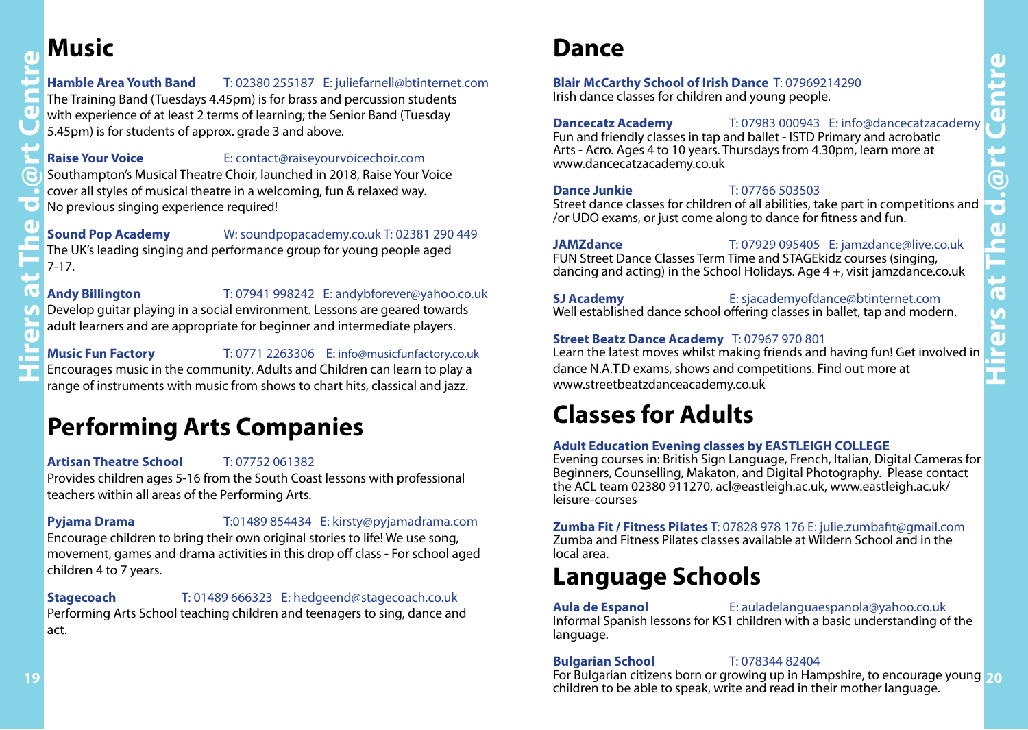## Music

**Hamble Area Youth Band** T: 02380 255187 E: juliefarnell@btinternet.com
The Training Band (Tuesdays 4.45pm) is for brass and percussion students with experience of at least 2 terms of learning; the Senior Band (Tuesday 5.45pm) is for students of approx. grade 3 and above.

**Raise Your Voice** E: contact@raiseyourvoicechoir.com
Southampton's Musical Theatre Choir, launched in 2018, Raise Your Voice cover all styles of musical theatre in a welcoming, fun & relaxed way. No previous singing experience required!

**Sound Pop Academy** W: soundpopacademy.co.uk T: 02381 290 449
The UK's leading singing and performance group for young people aged 7-17.

**Andy Billington** T: 07941 998242 E: andybforever@yahoo.co.uk
Develop guitar playing in a social environment. Lessons are geared towards adult learners and are appropriate for beginner and intermediate players.

**Music Fun Factory** T: 0771 2263306 E: info@musicfunfactory.co.uk
Encourages music in the community. Adults and Children can learn to play a range of instruments with music from shows to chart hits, classical and jazz.

## Performing Arts Companies

**Artisan Theatre School** T: 07752 061382
Provides children ages 5-16 from the South Coast lessons with professional teachers within all areas of the Performing Arts.

**Pyjama Drama** T:01489 854434 E: kirsty@pyjamadrama.com
Encourage children to bring their own original stories to life! We use song, movement, games and drama activities in this drop off class - For school aged children 4 to 7 years.

**Stagecoach** T: 01489 666323 E: hedgeend@stagecoach.co.uk
Performing Arts School teaching children and teenagers to sing, dance and act.

## Dance

**Blair McCarthy School of Irish Dance** T: 07969214290
Irish dance classes for children and young people.

**Dancecatz Academy** T: 07983 000943 E: info@dancecatzacademy
Fun and friendly classes in tap and ballet - ISTD Primary and acrobatic Arts - Acro. Ages 4 to 10 years. Thursdays from 4.30pm, learn more at www.dancecatzacademy.co.uk

**Dance Junkie** T: 07766 503503
Street dance classes for children of all abilities, take part in competitions and /or UDO exams, or just come along to dance for fitness and fun.

**JAMZdance** T: 07929 095405 E: jamzdance@live.co.uk
FUN Street Dance Classes Term Time and STAGEkidz courses (singing, dancing and acting) in the School Holidays. Age 4 +, visit jamzdance.co.uk

**SJ Academy** E: sjacademyofdance@btinternet.com
Well established dance school offering classes in ballet, tap and modern.

**Street Beatz Dance Academy** T: 07967 970 801
Learn the latest moves whilst making friends and having fun! Get involved in dance N.A.T.D exams, shows and competitions. Find out more at www.streetbeatzdanceacademy.co.uk

## Classes for Adults

**Adult Education Evening classes by EASTLEIGH COLLEGE**
Evening courses in: British Sign Language, French, Italian, Digital Cameras for Beginners, Counselling, Makaton, and Digital Photography. Please contact the ACL team 02380 911270, acl@eastleigh.ac.uk, www.eastleigh.ac.uk/leisure-courses

**Zumba Fit / Fitness Pilates** T: 07828 978 176 E: julie.zumbafit@gmail.com
Zumba and Fitness Pilates classes available at Wildern School and in the local area.

## Language Schools

**Aula de Espanol** E: auladelanguaespanola@yahoo.co.uk
Informal Spanish lessons for KS1 children with a basic understanding of the language.

**Bulgarian School** T: 078344 82404
For Bulgarian citizens born or growing up in Hampshire, to encourage young children to be able to speak, write and read in their mother language.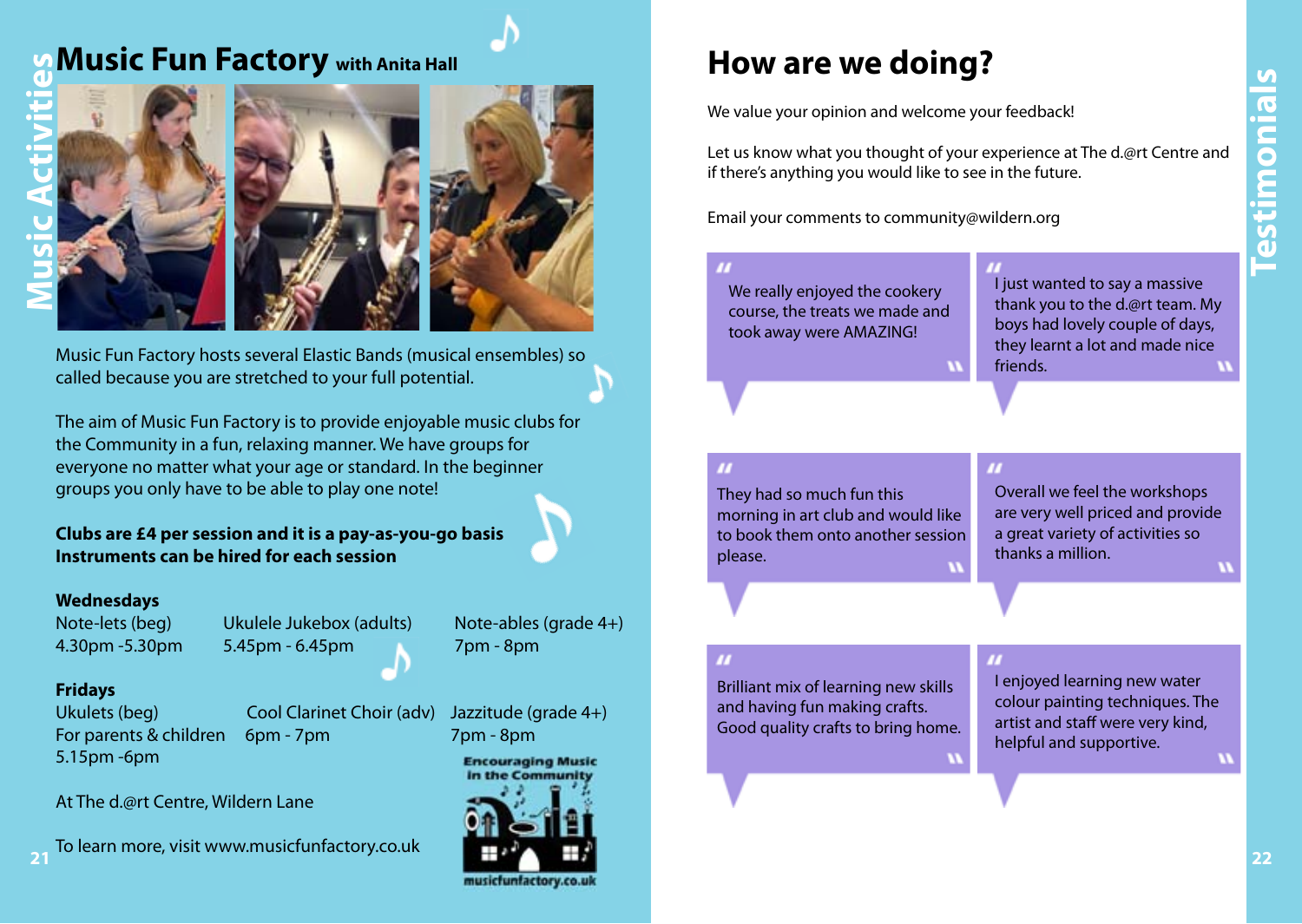# Music Fun Factory with Anita Hall

Music Fun Factory hosts several Elastic Bands (musical ensembles) so called because you are stretched to your full potential.

The aim of Music Fun Factory is to provide enjoyable music clubs for the Community in a fun, relaxing manner. We have groups for everyone no matter what your age or standard. In the beginner groups you only have to be able to play one note!

**Clubs are £4 per session and it is a pay-as-you-go basis**
**Instruments can be hired for each session**

**Wednesdays**

| Note-lets (beg) | Ukulele Jukebox (adults) | Note-ables (grade 4+) |
|---|---|---|
| 4.30pm -5.30pm | 5.45pm - 6.45pm | 7pm - 8pm |

**Fridays**

| Ukulets (beg) For parents & children | Cool Clarinet Choir (adv) | Jazzitude (grade 4+) |
|---|---|---|
| 5.15pm -6pm | 6pm - 7pm | 7pm - 8pm |

At The d.@rt Centre, Wildern Lane

To learn more, visit www.musicfunfactory.co.uk

Encouraging Music in the Community

musicfunfactory.co.uk

# How are we doing?

We value your opinion and welcome your feedback!

Let us know what you thought of your experience at The d.@rt Centre and if there's anything you would like to see in the future.

Email your comments to community@wildern.org

> "We really enjoyed the cookery course, the treats we made and took away were AMAZING!"

> "I just wanted to say a massive thank you to the d.@rt team. My boys had lovely couple of days, they learnt a lot and made nice friends."

> "They had so much fun this morning in art club and would like to book them onto another session please."

> "Overall we feel the workshops are very well priced and provide a great variety of activities so thanks a million."

> "Brilliant mix of learning new skills and having fun making crafts. Good quality crafts to bring home."

> "I enjoyed learning new water colour painting techniques. The artist and staff were very kind, helpful and supportive."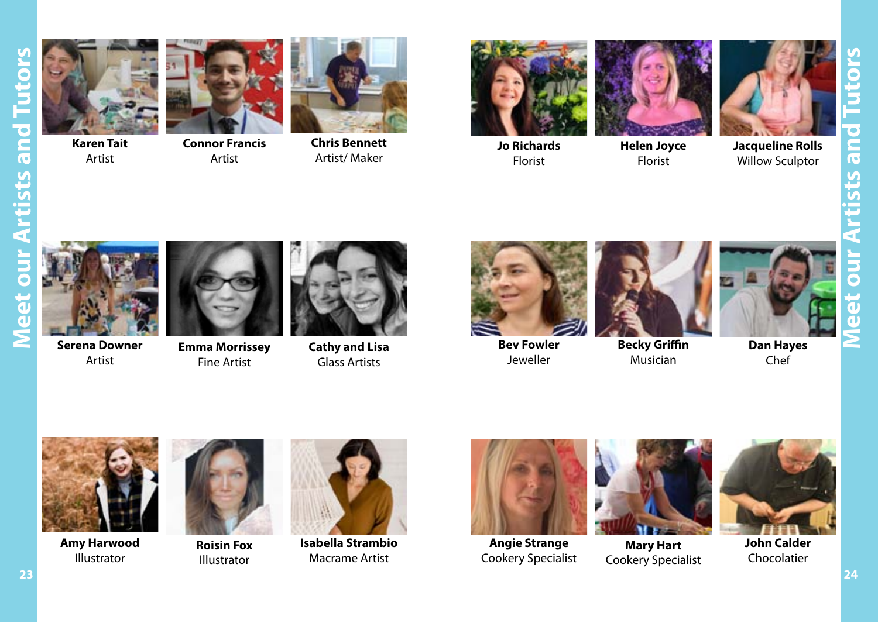# Meet our Artists and Tutors

**Karen Tait**
Artist

**Connor Francis**
Artist

**Chris Bennett**
Artist/ Maker

**Serena Downer**
Artist

**Emma Morrissey**
Fine Artist

**Cathy and Lisa**
Glass Artists

**Amy Harwood**
Illustrator

**Roisin Fox**
Illustrator

**Isabella Strambio**
Macrame Artist

# Meet our Artists and Tutors

**Jo Richards**
Florist

**Helen Joyce**
Florist

**Jacqueline Rolls**
Willow Sculptor

**Bev Fowler**
Jeweller

**Becky Griffin**
Musician

**Dan Hayes**
Chef

**Angie Strange**
Cookery Specialist

**Mary Hart**
Cookery Specialist

**John Calder**
Chocolatier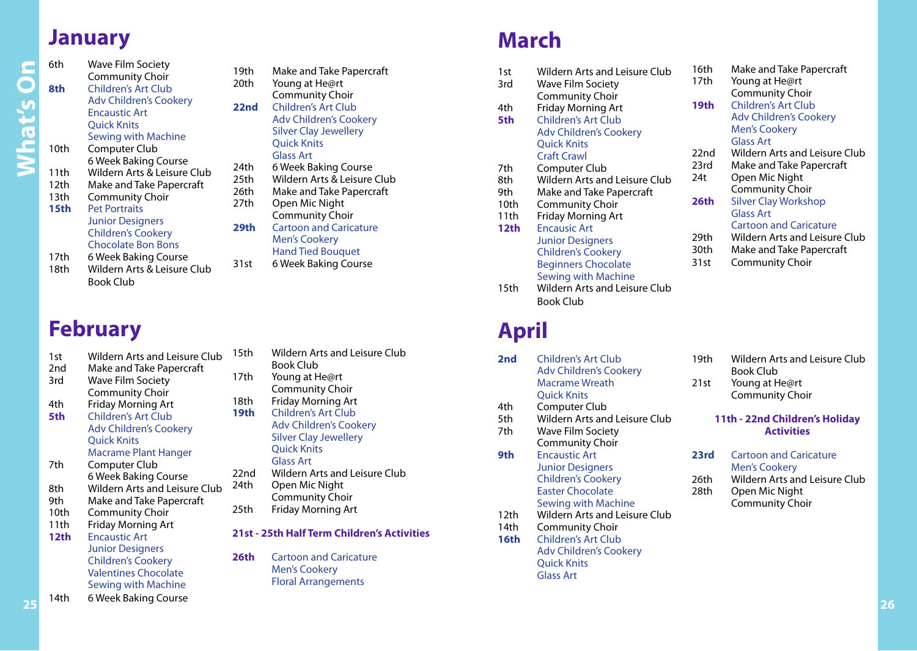# What's On

## January

**6th** Wave Film Society
Community Choir

**8th** Children's Art Club
Adv Children's Cookery
Encaustic Art
Quick Knits
Sewing with Machine

**10th** Computer Club
6 Week Baking Course

**11th** Wildern Arts & Leisure Club

**12th** Make and Take Papercraft

**13th** Community Choir

**15th** Pet Portraits
Junior Designers
Children's Cookery
Chocolate Bon Bons

**17th** 6 Week Baking Course

**18th** Wildern Arts & Leisure Club
Book Club

**19th** Make and Take Papercraft

**20th** Young at He@rt
Community Choir

**22nd** Children's Art Club
Adv Children's Cookery
Silver Clay Jewellery
Quick Knits
Glass Art

**24th** 6 Week Baking Course

**25th** Wildern Arts & Leisure Club

**26th** Make and Take Papercraft

**27th** Open Mic Night
Community Choir

**29th** Cartoon and Caricature
Men's Cookery
Hand Tied Bouquet

**31st** 6 Week Baking Course

## February

**1st** Wildern Arts and Leisure Club

**2nd** Make and Take Papercraft

**3rd** Wave Film Society
Community Choir

**4th** Friday Morning Art

**5th** Children's Art Club
Adv Children's Cookery
Quick Knits
Macrame Plant Hanger

**7th** Computer Club
6 Week Baking Course

**8th** Wildern Arts and Leisure Club

**9th** Make and Take Papercraft

**10th** Community Choir

**11th** Friday Morning Art

**12th** Encaustic Art
Junior Designers
Children's Cookery
Valentines Chocolate
Sewing with Machine

**14th** 6 Week Baking Course

**15th** Wildern Arts and Leisure Club
Book Club

**17th** Young at He@rt
Community Choir

**18th** Friday Morning Art

**19th** Children's Art Club
Adv Children's Cookery
Silver Clay Jewellery
Quick Knits
Glass Art

**22nd** Wildern Arts and Leisure Club

**24th** Open Mic Night
Community Choir

**25th** Friday Morning Art

**21st - 25th Half Term Children's Activities**

**26th** Cartoon and Caricature
Men's Cookery
Floral Arrangements

## March

**1st** Wildern Arts and Leisure Club

**3rd** Wave Film Society
Community Choir

**4th** Friday Morning Art

**5th** Children's Art Club
Adv Children's Cookery
Quick Knits
Craft Crawl

**7th** Computer Club

**8th** Wildern Arts and Leisure Club

**9th** Make and Take Papercraft

**10th** Community Choir

**11th** Friday Morning Art

**12th** Encaustic Art
Junior Designers
Children's Cookery
Beginners Chocolate
Sewing with Machine

**15th** Wildern Arts and Leisure Club
Book Club

**16th** Make and Take Papercraft

**17th** Young at He@rt
Community Choir

**19th** Children's Art Club
Adv Children's Cookery
Men's Cookery
Glass Art

**22nd** Wildern Arts and Leisure Club

**23rd** Make and Take Papercraft

**24t** Open Mic Night
Community Choir

**26th** Silver Clay Workshop
Glass Art
Cartoon and Caricature

**29th** Wildern Arts and Leisure Club

**30th** Make and Take Papercraft

**31st** Community Choir

## April

**2nd** Children's Art Club
Adv Children's Cookery
Macrame Wreath
Quick Knits

**4th** Computer Club

**5th** Wildern Arts and Leisure Club

**7th** Wave Film Society
Community Choir

**9th** Encaustic Art
Junior Designers
Children's Cookery
Easter Chocolate
Sewing with Machine

**12th** Wildern Arts and Leisure Club

**14th** Community Choir

**16th** Children's Art Club
Adv Children's Cookery
Quick Knits
Glass Art

**19th** Wildern Arts and Leisure Club
Book Club

**21st** Young at He@rt
Community Choir

**11th - 22nd Children's Holiday Activities**

**23rd** Cartoon and Caricature
Men's Cookery

**26th** Wildern Arts and Leisure Club

**28th** Open Mic Night
Community Choir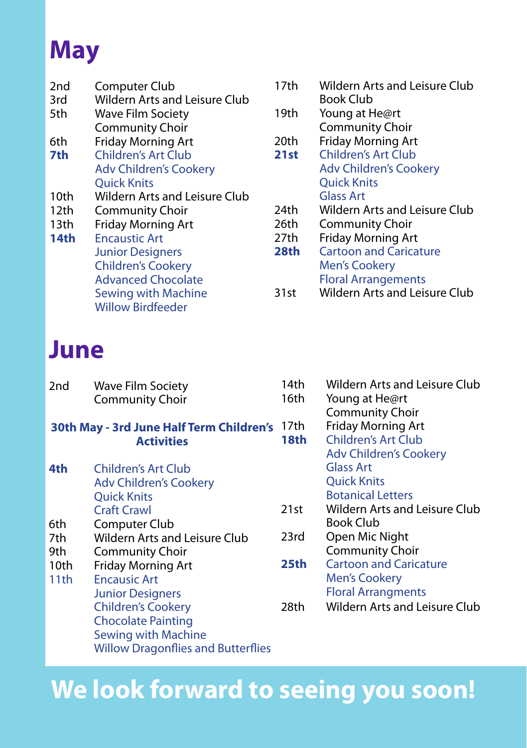# May

| | |
|---|---|
| 2nd | Computer Club |
| 3rd | Wildern Arts and Leisure Club |
| 5th | Wave Film Society<br>Community Choir |
| 6th | Friday Morning Art |
| **7th** | Children's Art Club<br>Adv Children's Cookery<br>Quick Knits |
| 10th | Wildern Arts and Leisure Club |
| 12th | Community Choir |
| 13th | Friday Morning Art |
| **14th** | Encaustic Art<br>Junior Designers<br>Children's Cookery<br>Advanced Chocolate<br>Sewing with Machine<br>Willow Birdfeeder |
| 17th | Wildern Arts and Leisure Club<br>Book Club |
| 19th | Young at He@rt<br>Community Choir |
| 20th | Friday Morning Art |
| **21st** | Children's Art Club<br>Adv Children's Cookery<br>Quick Knits<br>Glass Art |
| 24th | Wildern Arts and Leisure Club |
| 26th | Community Choir |
| 27th | Friday Morning Art |
| **28th** | Cartoon and Caricature<br>Men's Cookery<br>Floral Arrangements |
| 31st | Wildern Arts and Leisure Club |

# June

| | |
|---|---|
| 2nd | Wave Film Society<br>Community Choir |

**30th May - 3rd June Half Term Children's Activities**

| | |
|---|---|
| **4th** | Children's Art Club<br>Adv Children's Cookery<br>Quick Knits<br>Craft Crawl |
| 6th | Computer Club |
| 7th | Wildern Arts and Leisure Club |
| 9th | Community Choir |
| 10th | Friday Morning Art |
| 11th | Encausic Art<br>Junior Designers<br>Children's Cookery<br>Chocolate Painting<br>Sewing with Machine<br>Willow Dragonflies and Butterflies |
| 14th | Wildern Arts and Leisure Club |
| 16th | Young at He@rt<br>Community Choir |
| 17th | Friday Morning Art |
| **18th** | Children's Art Club<br>Adv Children's Cookery<br>Glass Art<br>Quick Knits<br>Botanical Letters |
| 21st | Wildern Arts and Leisure Club<br>Book Club |
| 23rd | Open Mic Night<br>Community Choir |
| **25th** | Cartoon and Caricature<br>Men's Cookery<br>Floral Arrangments |
| 28th | Wildern Arts and Leisure Club |

**We look forward to seeing you soon!**